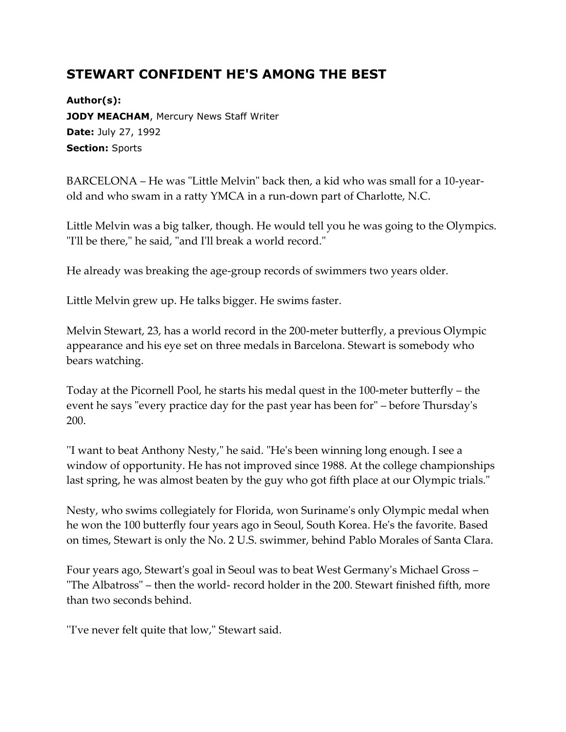# STEWART CONFIDENT HE'S AMONG THE BEST

**Author(s):**
**JODY MEACHAM**, Mercury News Staff Writer
**Date:** July 27, 1992
**Section:** Sports

BARCELONA – He was "Little Melvin" back then, a kid who was small for a 10-year-old and who swam in a ratty YMCA in a run-down part of Charlotte, N.C.

Little Melvin was a big talker, though. He would tell you he was going to the Olympics. "I'll be there," he said, "and I'll break a world record."

He already was breaking the age-group records of swimmers two years older.

Little Melvin grew up. He talks bigger. He swims faster.

Melvin Stewart, 23, has a world record in the 200-meter butterfly, a previous Olympic appearance and his eye set on three medals in Barcelona. Stewart is somebody who bears watching.

Today at the Picornell Pool, he starts his medal quest in the 100-meter butterfly – the event he says "every practice day for the past year has been for" – before Thursday's 200.

"I want to beat Anthony Nesty," he said. "He's been winning long enough. I see a window of opportunity. He has not improved since 1988. At the college championships last spring, he was almost beaten by the guy who got fifth place at our Olympic trials."

Nesty, who swims collegiately for Florida, won Suriname's only Olympic medal when he won the 100 butterfly four years ago in Seoul, South Korea. He's the favorite. Based on times, Stewart is only the No. 2 U.S. swimmer, behind Pablo Morales of Santa Clara.

Four years ago, Stewart's goal in Seoul was to beat West Germany's Michael Gross – "The Albatross" – then the world- record holder in the 200. Stewart finished fifth, more than two seconds behind.

"I've never felt quite that low," Stewart said.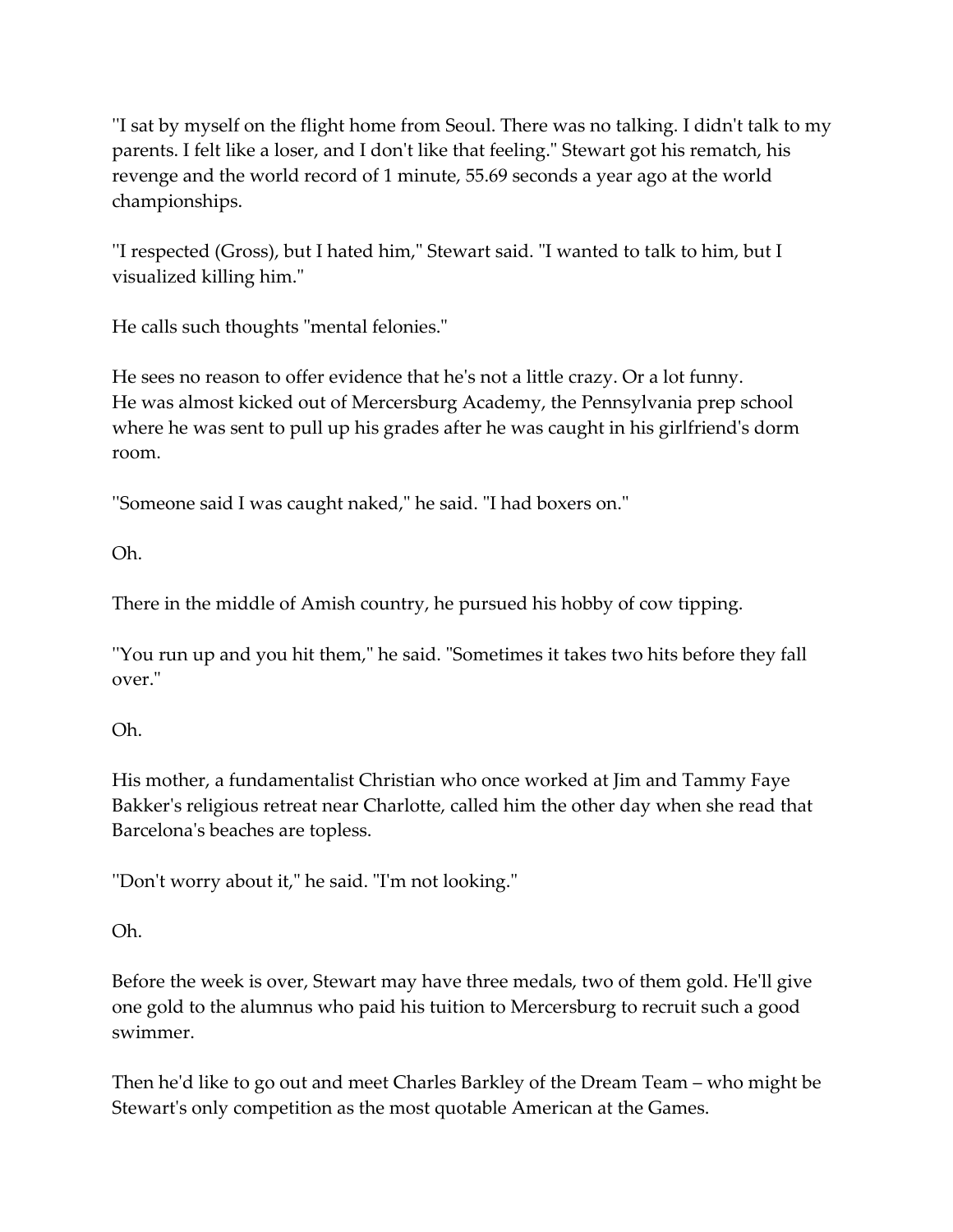"I sat by myself on the flight home from Seoul. There was no talking. I didn't talk to my parents. I felt like a loser, and I don't like that feeling." Stewart got his rematch, his revenge and the world record of 1 minute, 55.69 seconds a year ago at the world championships.

"I respected (Gross), but I hated him," Stewart said. "I wanted to talk to him, but I visualized killing him."

He calls such thoughts "mental felonies."

He sees no reason to offer evidence that he's not a little crazy. Or a lot funny.
He was almost kicked out of Mercersburg Academy, the Pennsylvania prep school where he was sent to pull up his grades after he was caught in his girlfriend's dorm room.

"Someone said I was caught naked," he said. "I had boxers on."

Oh.

There in the middle of Amish country, he pursued his hobby of cow tipping.

"You run up and you hit them," he said. "Sometimes it takes two hits before they fall over."

Oh.

His mother, a fundamentalist Christian who once worked at Jim and Tammy Faye Bakker's religious retreat near Charlotte, called him the other day when she read that Barcelona's beaches are topless.

"Don't worry about it," he said. "I'm not looking."

Oh.

Before the week is over, Stewart may have three medals, two of them gold. He'll give one gold to the alumnus who paid his tuition to Mercersburg to recruit such a good swimmer.

Then he'd like to go out and meet Charles Barkley of the Dream Team – who might be Stewart's only competition as the most quotable American at the Games.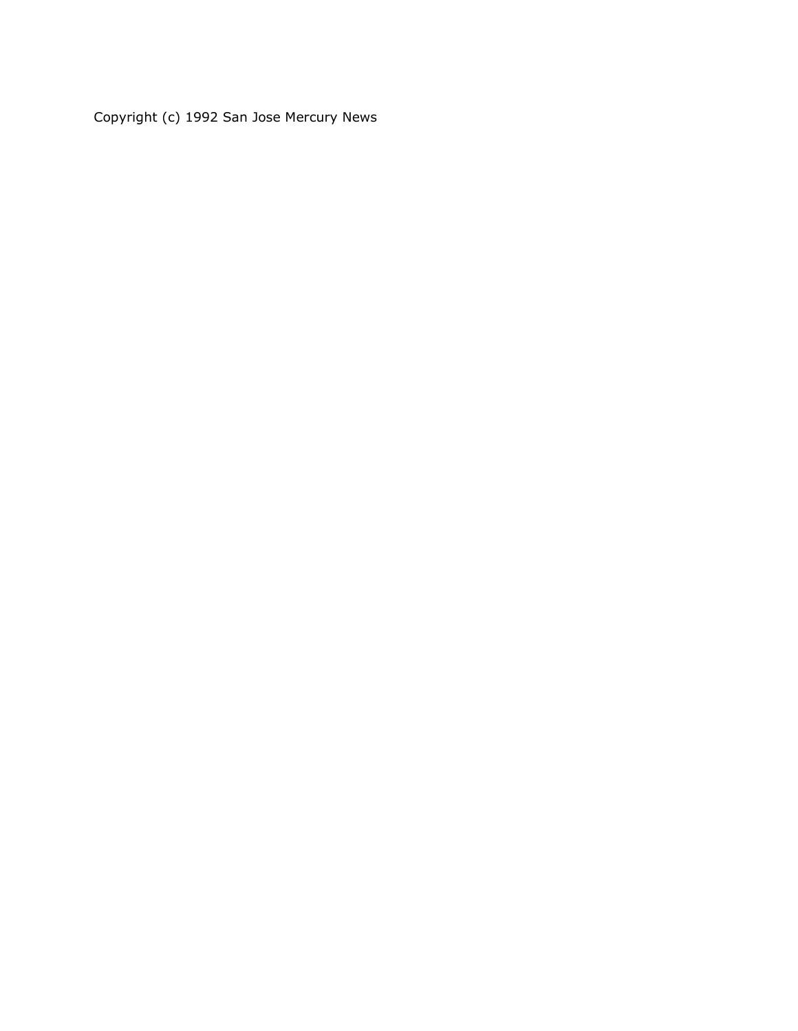Copyright (c) 1992 San Jose Mercury News